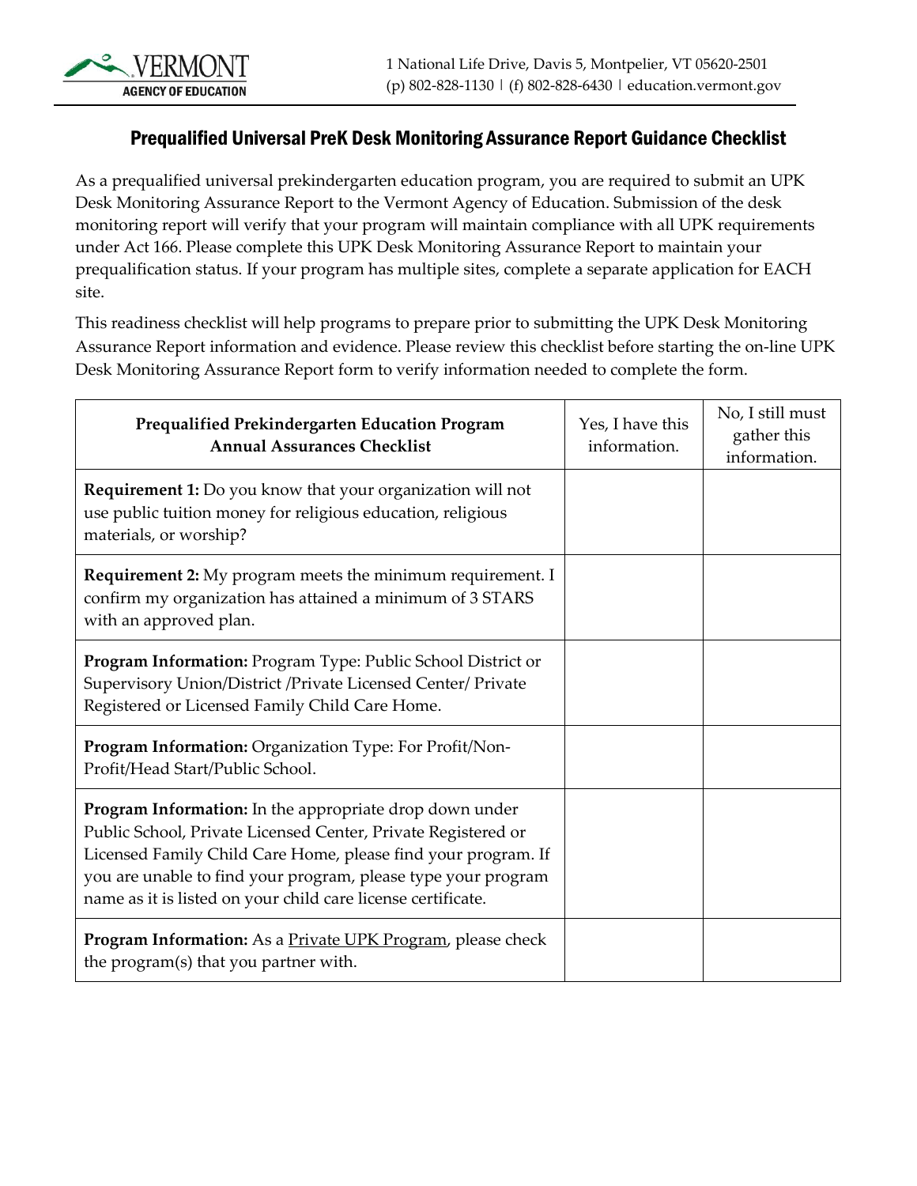VERMONT
AGENCY OF EDUCATION

1 National Life Drive, Davis 5, Montpelier, VT 05620-2501
(p) 802-828-1130 | (f) 802-828-6430 | education.vermont.gov

# Prequalified Universal PreK Desk Monitoring Assurance Report Guidance Checklist

As a prequalified universal prekindergarten education program, you are required to submit an UPK Desk Monitoring Assurance Report to the Vermont Agency of Education. Submission of the desk monitoring report will verify that your program will maintain compliance with all UPK requirements under Act 166. Please complete this UPK Desk Monitoring Assurance Report to maintain your prequalification status. If your program has multiple sites, complete a separate application for EACH site.

This readiness checklist will help programs to prepare prior to submitting the UPK Desk Monitoring Assurance Report information and evidence. Please review this checklist before starting the on-line UPK Desk Monitoring Assurance Report form to verify information needed to complete the form.

| Prequalified Prekindergarten Education Program Annual Assurances Checklist | Yes, I have this information. | No, I still must gather this information. |
|---|---|---|
| **Requirement 1:** Do you know that your organization will not use public tuition money for religious education, religious materials, or worship? | | |
| **Requirement 2:** My program meets the minimum requirement. I confirm my organization has attained a minimum of 3 STARS with an approved plan. | | |
| **Program Information:** Program Type: Public School District or Supervisory Union/District /Private Licensed Center/ Private Registered or Licensed Family Child Care Home. | | |
| **Program Information:** Organization Type: For Profit/Non-Profit/Head Start/Public School. | | |
| **Program Information:** In the appropriate drop down under Public School, Private Licensed Center, Private Registered or Licensed Family Child Care Home, please find your program. If you are unable to find your program, please type your program name as it is listed on your child care license certificate. | | |
| **Program Information:** As a <u>Private UPK Program</u>, please check the program(s) that you partner with. | | |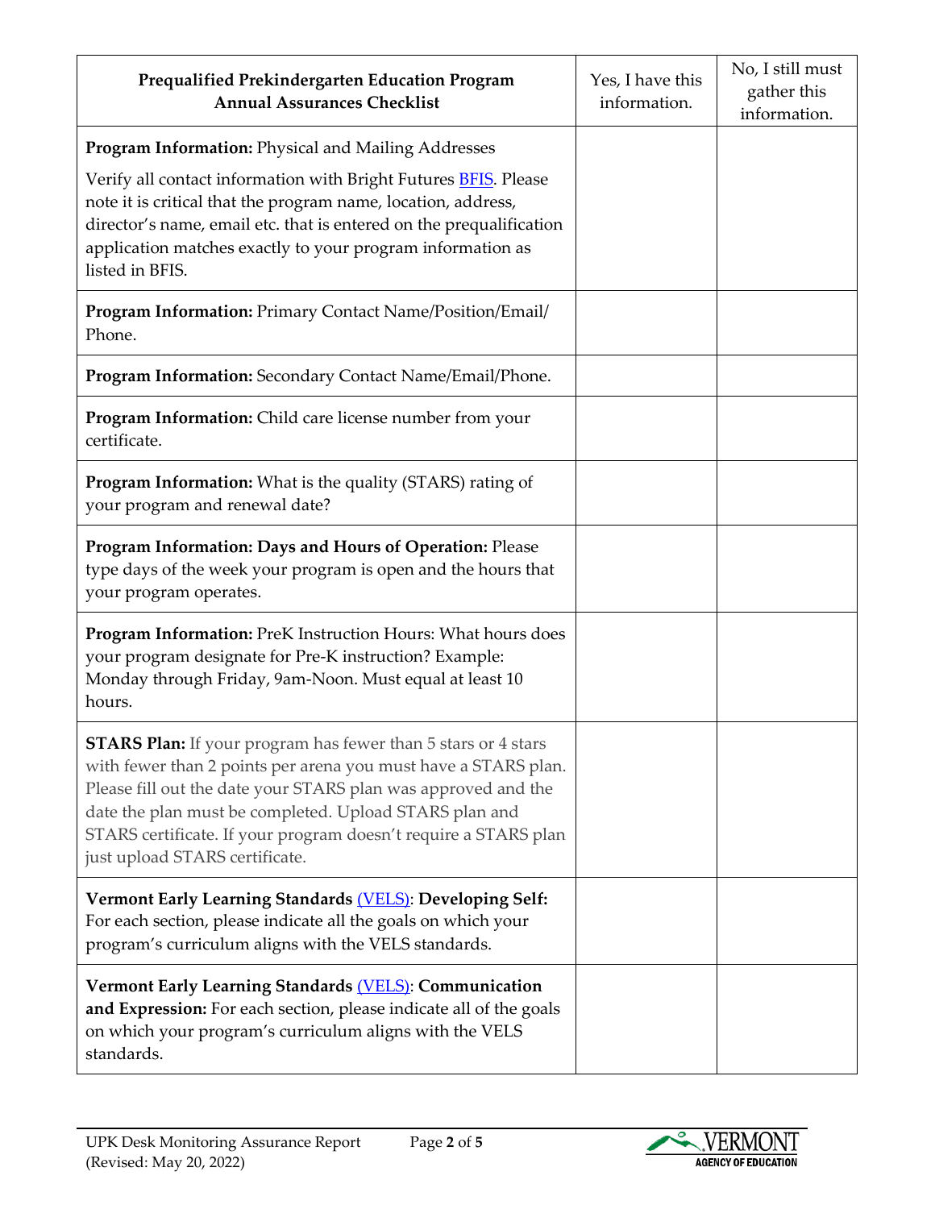| Prequalified Prekindergarten Education Program Annual Assurances Checklist | Yes, I have this information. | No, I still must gather this information. |
|---|---|---|
| **Program Information:** Physical and Mailing Addresses<br><br>Verify all contact information with Bright Futures [BFIS](). Please note it is critical that the program name, location, address, director's name, email etc. that is entered on the prequalification application matches exactly to your program information as listed in BFIS. | | |
| **Program Information:** Primary Contact Name/Position/Email/ Phone. | | |
| **Program Information:** Secondary Contact Name/Email/Phone. | | |
| **Program Information:** Child care license number from your certificate. | | |
| **Program Information:** What is the quality (STARS) rating of your program and renewal date? | | |
| **Program Information: Days and Hours of Operation:** Please type days of the week your program is open and the hours that your program operates. | | |
| **Program Information:** PreK Instruction Hours: What hours does your program designate for Pre-K instruction? Example: Monday through Friday, 9am-Noon. Must equal at least 10 hours. | | |
| **STARS Plan:** If your program has fewer than 5 stars or 4 stars with fewer than 2 points per arena you must have a STARS plan. Please fill out the date your STARS plan was approved and the date the plan must be completed. Upload STARS plan and STARS certificate. If your program doesn't require a STARS plan just upload STARS certificate. | | |
| **Vermont Early Learning Standards** [(VELS)](): **Developing Self:** For each section, please indicate all the goals on which your program's curriculum aligns with the VELS standards. | | |
| **Vermont Early Learning Standards** [(VELS)](): **Communication and Expression:** For each section, please indicate all of the goals on which your program's curriculum aligns with the VELS standards. | | |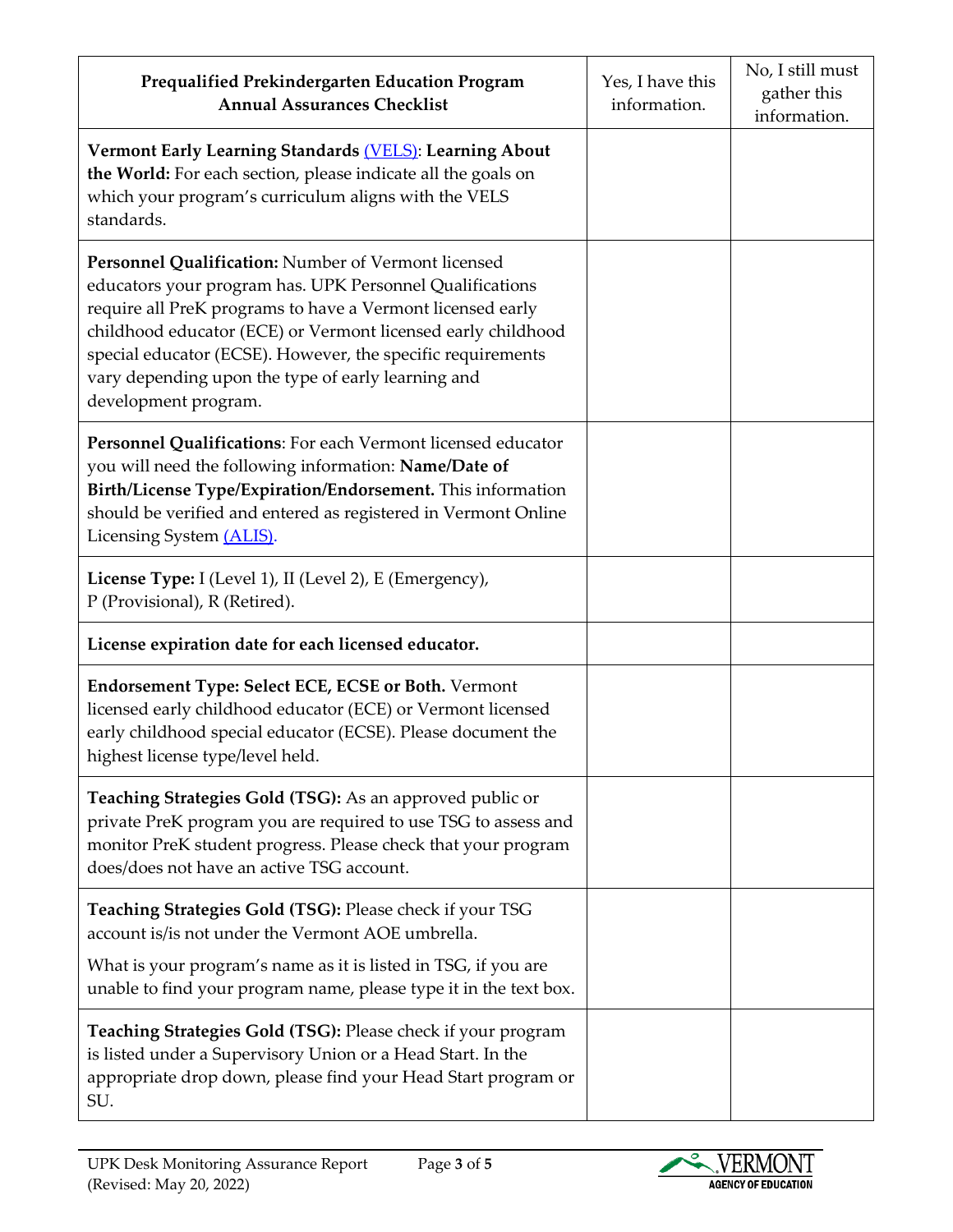| **Prequalified Prekindergarten Education Program Annual Assurances Checklist** | Yes, I have this information. | No, I still must gather this information. |
| --- | --- | --- |
| **Vermont Early Learning Standards** [(VELS)](): **Learning About the World:** For each section, please indicate all the goals on which your program's curriculum aligns with the VELS standards. | | |
| **Personnel Qualification:** Number of Vermont licensed educators your program has. UPK Personnel Qualifications require all PreK programs to have a Vermont licensed early childhood educator (ECE) or Vermont licensed early childhood special educator (ECSE). However, the specific requirements vary depending upon the type of early learning and development program. | | |
| **Personnel Qualifications**: For each Vermont licensed educator you will need the following information: **Name/Date of Birth/License Type/Expiration/Endorsement.** This information should be verified and entered as registered in Vermont Online Licensing System [(ALIS)](). | | |
| **License Type:** I (Level 1), II (Level 2), E (Emergency), P (Provisional), R (Retired). | | |
| **License expiration date for each licensed educator.** | | |
| **Endorsement Type: Select ECE, ECSE or Both.** Vermont licensed early childhood educator (ECE) or Vermont licensed early childhood special educator (ECSE). Please document the highest license type/level held. | | |
| **Teaching Strategies Gold (TSG):** As an approved public or private PreK program you are required to use TSG to assess and monitor PreK student progress. Please check that your program does/does not have an active TSG account. | | |
| **Teaching Strategies Gold (TSG):** Please check if your TSG account is/is not under the Vermont AOE umbrella. What is your program's name as it is listed in TSG, if you are unable to find your program name, please type it in the text box. | | |
| **Teaching Strategies Gold (TSG):** Please check if your program is listed under a Supervisory Union or a Head Start. In the appropriate drop down, please find your Head Start program or SU. | | |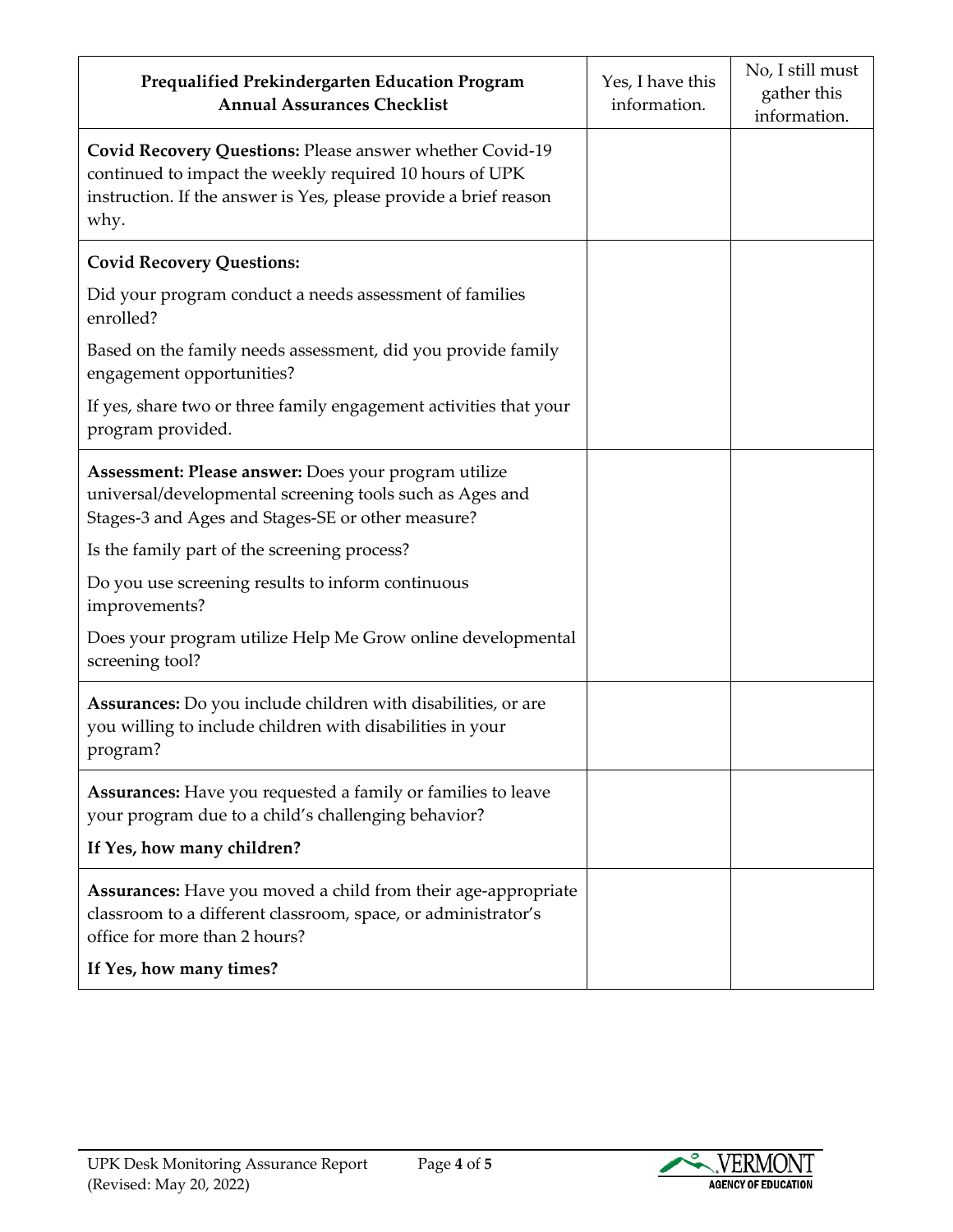| **Prequalified Prekindergarten Education Program Annual Assurances Checklist** | Yes, I have this information. | No, I still must gather this information. |
| --- | --- | --- |
| **Covid Recovery Questions:** Please answer whether Covid-19 continued to impact the weekly required 10 hours of UPK instruction. If the answer is Yes, please provide a brief reason why. | | |
| **Covid Recovery Questions:**<br><br>Did your program conduct a needs assessment of families enrolled?<br><br>Based on the family needs assessment, did you provide family engagement opportunities?<br><br>If yes, share two or three family engagement activities that your program provided. | | |
| **Assessment: Please answer:** Does your program utilize universal/developmental screening tools such as Ages and Stages-3 and Ages and Stages-SE or other measure?<br><br>Is the family part of the screening process?<br><br>Do you use screening results to inform continuous improvements?<br><br>Does your program utilize Help Me Grow online developmental screening tool? | | |
| **Assurances:** Do you include children with disabilities, or are you willing to include children with disabilities in your program? | | |
| **Assurances:** Have you requested a family or families to leave your program due to a child's challenging behavior?<br><br>**If Yes, how many children?** | | |
| **Assurances:** Have you moved a child from their age-appropriate classroom to a different classroom, space, or administrator's office for more than 2 hours?<br><br>**If Yes, how many times?** | | |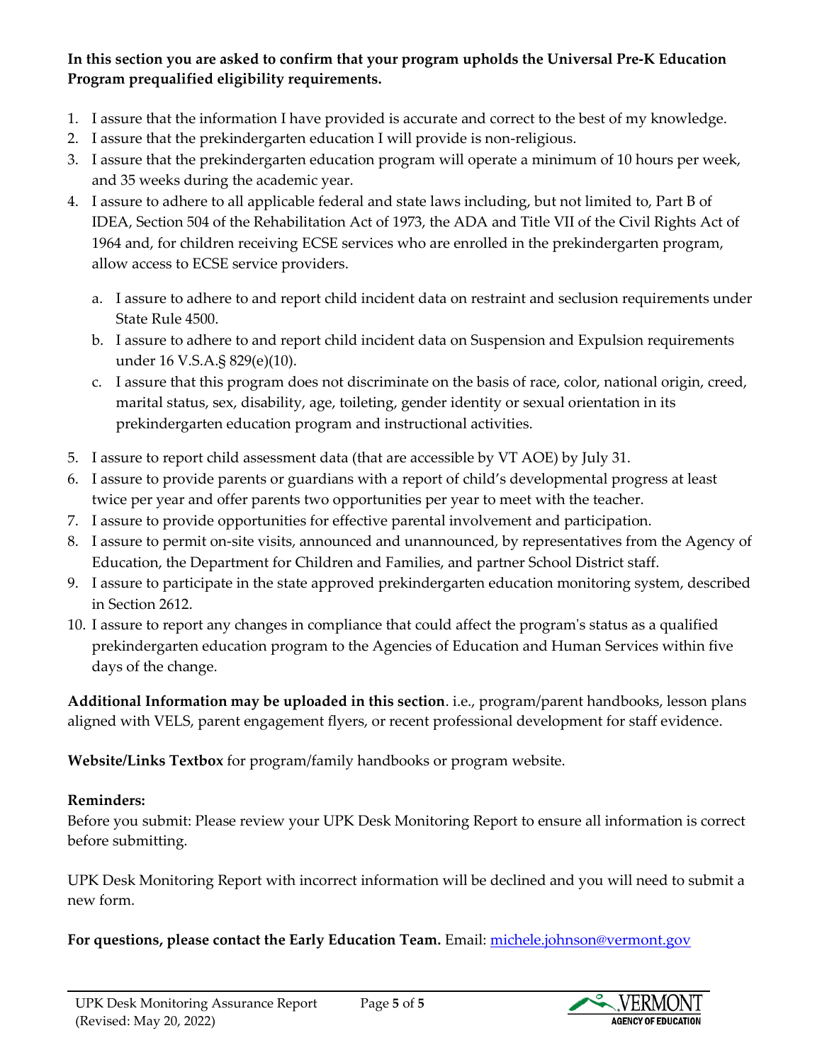**In this section you are asked to confirm that your program upholds the Universal Pre-K Education Program prequalified eligibility requirements.**

1. I assure that the information I have provided is accurate and correct to the best of my knowledge.
2. I assure that the prekindergarten education I will provide is non-religious.
3. I assure that the prekindergarten education program will operate a minimum of 10 hours per week, and 35 weeks during the academic year.
4. I assure to adhere to all applicable federal and state laws including, but not limited to, Part B of IDEA, Section 504 of the Rehabilitation Act of 1973, the ADA and Title VII of the Civil Rights Act of 1964 and, for children receiving ECSE services who are enrolled in the prekindergarten program, allow access to ECSE service providers.
   a. I assure to adhere to and report child incident data on restraint and seclusion requirements under State Rule 4500.
   b. I assure to adhere to and report child incident data on Suspension and Expulsion requirements under 16 V.S.A.§ 829(e)(10).
   c. I assure that this program does not discriminate on the basis of race, color, national origin, creed, marital status, sex, disability, age, toileting, gender identity or sexual orientation in its prekindergarten education program and instructional activities.
5. I assure to report child assessment data (that are accessible by VT AOE) by July 31.
6. I assure to provide parents or guardians with a report of child's developmental progress at least twice per year and offer parents two opportunities per year to meet with the teacher.
7. I assure to provide opportunities for effective parental involvement and participation.
8. I assure to permit on-site visits, announced and unannounced, by representatives from the Agency of Education, the Department for Children and Families, and partner School District staff.
9. I assure to participate in the state approved prekindergarten education monitoring system, described in Section 2612.
10. I assure to report any changes in compliance that could affect the program's status as a qualified prekindergarten education program to the Agencies of Education and Human Services within five days of the change.

**Additional Information may be uploaded in this section**. i.e., program/parent handbooks, lesson plans aligned with VELS, parent engagement flyers, or recent professional development for staff evidence.

**Website/Links Textbox** for program/family handbooks or program website.

**Reminders:**

Before you submit: Please review your UPK Desk Monitoring Report to ensure all information is correct before submitting.

UPK Desk Monitoring Report with incorrect information will be declined and you will need to submit a new form.

**For questions, please contact the Early Education Team.** Email: [michele.johnson@vermont.gov](mailto:michele.johnson@vermont.gov)

UPK Desk Monitoring Assurance Report
(Revised: May 20, 2022)